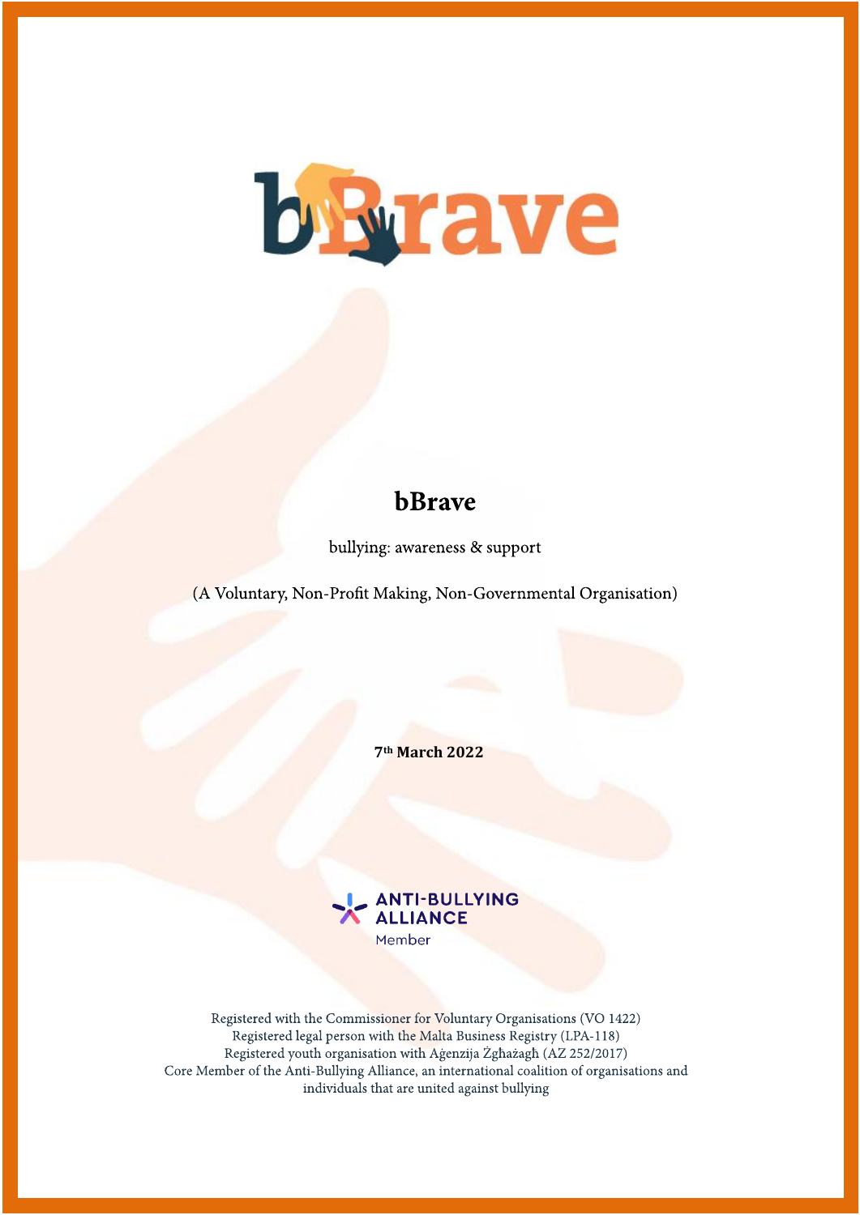# bBrave

bullying: awareness & support

(A Voluntary, Non-Profit Making, Non-Governmental Organisation)

**7th March 2022**

ANTI-BULLYING ALLIANCE
Member

Registered with the Commissioner for Voluntary Organisations (VO 1422)
Registered legal person with the Malta Business Registry (LPA-118)
Registered youth organisation with Aġenzija Żgħażagħ (AZ 252/2017)
Core Member of the Anti-Bullying Alliance, an international coalition of organisations and individuals that are united against bullying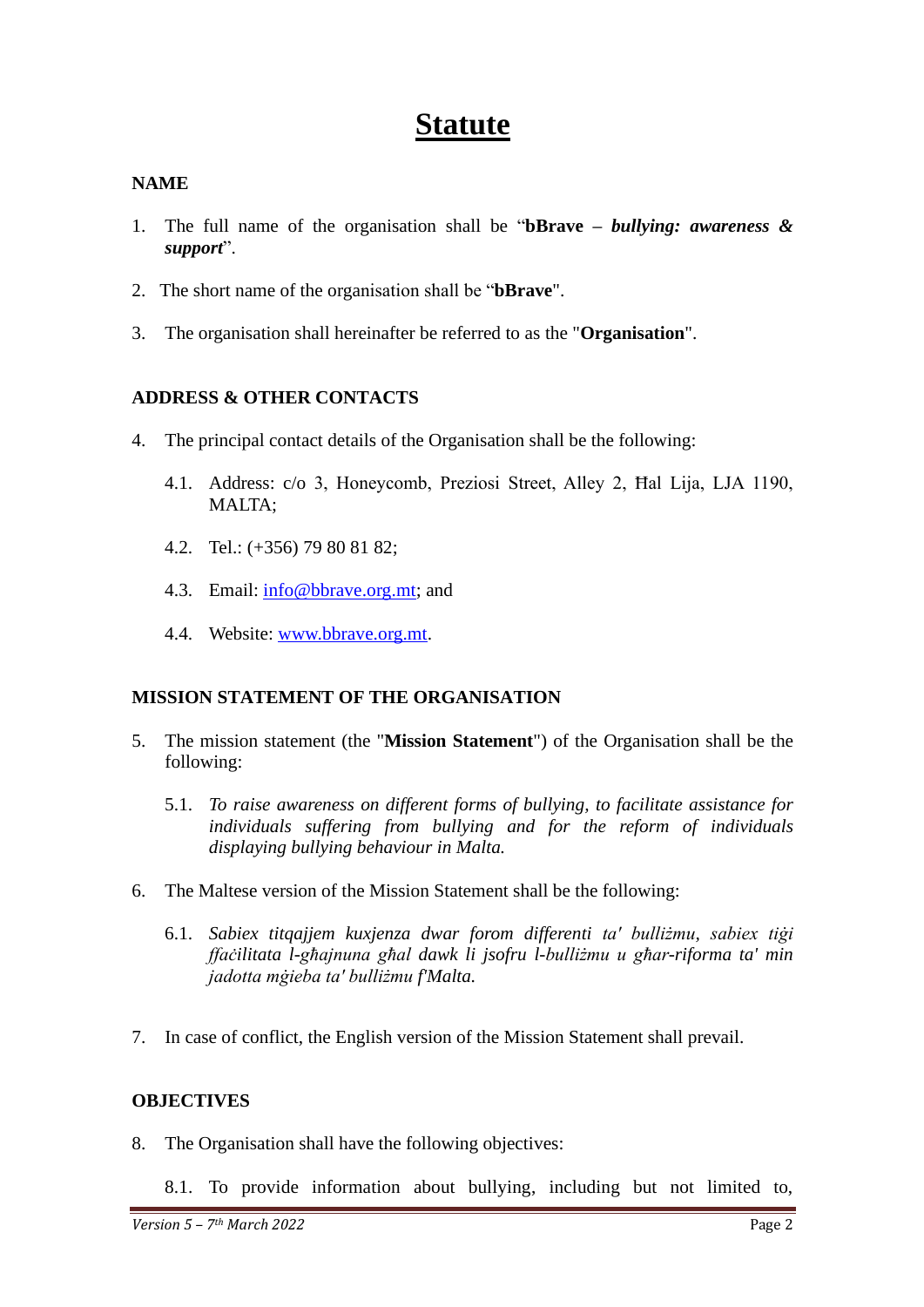# Statute

## NAME

1. The full name of the organisation shall be "**bBrave** – ***bullying: awareness & support***".

2. The short name of the organisation shall be "**bBrave**".

3. The organisation shall hereinafter be referred to as the "**Organisation**".

## ADDRESS & OTHER CONTACTS

4. The principal contact details of the Organisation shall be the following:

   4.1. Address: c/o 3, Honeycomb, Preziosi Street, Alley 2, Ħal Lija, LJA 1190, MALTA;

   4.2. Tel.: (+356) 79 80 81 82;

   4.3. Email: info@bbrave.org.mt; and

   4.4. Website: www.bbrave.org.mt.

## MISSION STATEMENT OF THE ORGANISATION

5. The mission statement (the "**Mission Statement**") of the Organisation shall be the following:

   5.1. *To raise awareness on different forms of bullying, to facilitate assistance for individuals suffering from bullying and for the reform of individuals displaying bullying behaviour in Malta.*

6. The Maltese version of the Mission Statement shall be the following:

   6.1. *Sabiex titqajjem kuxjenza dwar forom differenti ta' bulliżmu, sabiex tiġi ffaċilitata l-għajnuna għal dawk li jsofru l-bulliżmu u għar-riforma ta' min jadotta mġieba ta' bulliżmu f'Malta.*

7. In case of conflict, the English version of the Mission Statement shall prevail.

## OBJECTIVES

8. The Organisation shall have the following objectives:

   8.1. To provide information about bullying, including but not limited to,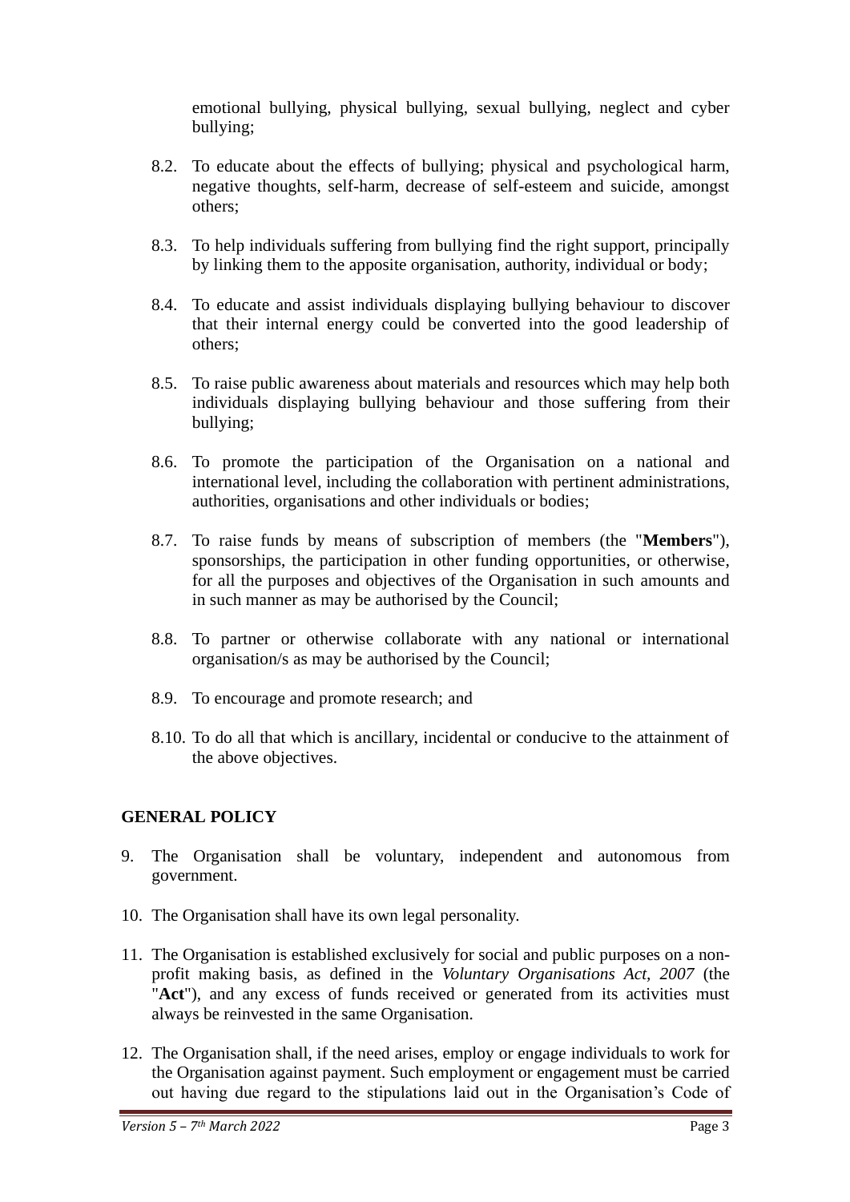emotional bullying, physical bullying, sexual bullying, neglect and cyber bullying;

8.2. To educate about the effects of bullying; physical and psychological harm, negative thoughts, self-harm, decrease of self-esteem and suicide, amongst others;

8.3. To help individuals suffering from bullying find the right support, principally by linking them to the apposite organisation, authority, individual or body;

8.4. To educate and assist individuals displaying bullying behaviour to discover that their internal energy could be converted into the good leadership of others;

8.5. To raise public awareness about materials and resources which may help both individuals displaying bullying behaviour and those suffering from their bullying;

8.6. To promote the participation of the Organisation on a national and international level, including the collaboration with pertinent administrations, authorities, organisations and other individuals or bodies;

8.7. To raise funds by means of subscription of members (the "**Members**"), sponsorships, the participation in other funding opportunities, or otherwise, for all the purposes and objectives of the Organisation in such amounts and in such manner as may be authorised by the Council;

8.8. To partner or otherwise collaborate with any national or international organisation/s as may be authorised by the Council;

8.9. To encourage and promote research; and

8.10. To do all that which is ancillary, incidental or conducive to the attainment of the above objectives.

## GENERAL POLICY

9. The Organisation shall be voluntary, independent and autonomous from government.

10. The Organisation shall have its own legal personality.

11. The Organisation is established exclusively for social and public purposes on a non-profit making basis, as defined in the *Voluntary Organisations Act, 2007* (the "**Act**"), and any excess of funds received or generated from its activities must always be reinvested in the same Organisation.

12. The Organisation shall, if the need arises, employ or engage individuals to work for the Organisation against payment. Such employment or engagement must be carried out having due regard to the stipulations laid out in the Organisation's Code of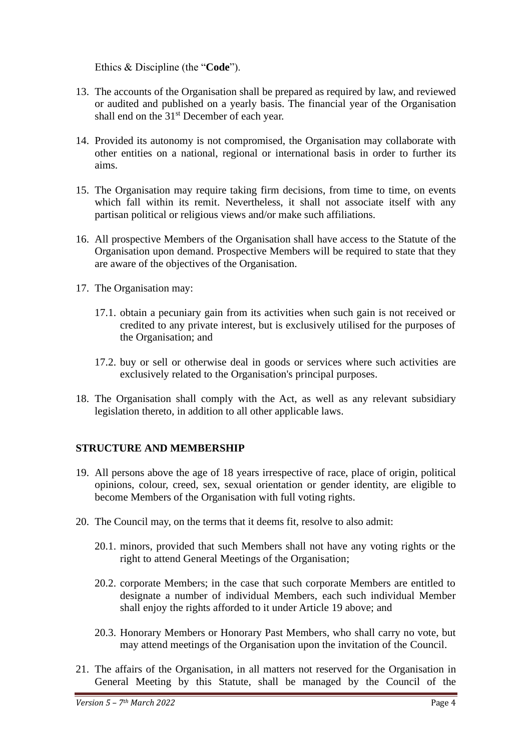Ethics & Discipline (the "**Code**").

13. The accounts of the Organisation shall be prepared as required by law, and reviewed or audited and published on a yearly basis. The financial year of the Organisation shall end on the 31st December of each year.

14. Provided its autonomy is not compromised, the Organisation may collaborate with other entities on a national, regional or international basis in order to further its aims.

15. The Organisation may require taking firm decisions, from time to time, on events which fall within its remit. Nevertheless, it shall not associate itself with any partisan political or religious views and/or make such affiliations.

16. All prospective Members of the Organisation shall have access to the Statute of the Organisation upon demand. Prospective Members will be required to state that they are aware of the objectives of the Organisation.

17. The Organisation may:

    17.1. obtain a pecuniary gain from its activities when such gain is not received or credited to any private interest, but is exclusively utilised for the purposes of the Organisation; and

    17.2. buy or sell or otherwise deal in goods or services where such activities are exclusively related to the Organisation's principal purposes.

18. The Organisation shall comply with the Act, as well as any relevant subsidiary legislation thereto, in addition to all other applicable laws.

## STRUCTURE AND MEMBERSHIP

19. All persons above the age of 18 years irrespective of race, place of origin, political opinions, colour, creed, sex, sexual orientation or gender identity, are eligible to become Members of the Organisation with full voting rights.

20. The Council may, on the terms that it deems fit, resolve to also admit:

    20.1. minors, provided that such Members shall not have any voting rights or the right to attend General Meetings of the Organisation;

    20.2. corporate Members; in the case that such corporate Members are entitled to designate a number of individual Members, each such individual Member shall enjoy the rights afforded to it under Article 19 above; and

    20.3. Honorary Members or Honorary Past Members, who shall carry no vote, but may attend meetings of the Organisation upon the invitation of the Council.

21. The affairs of the Organisation, in all matters not reserved for the Organisation in General Meeting by this Statute, shall be managed by the Council of the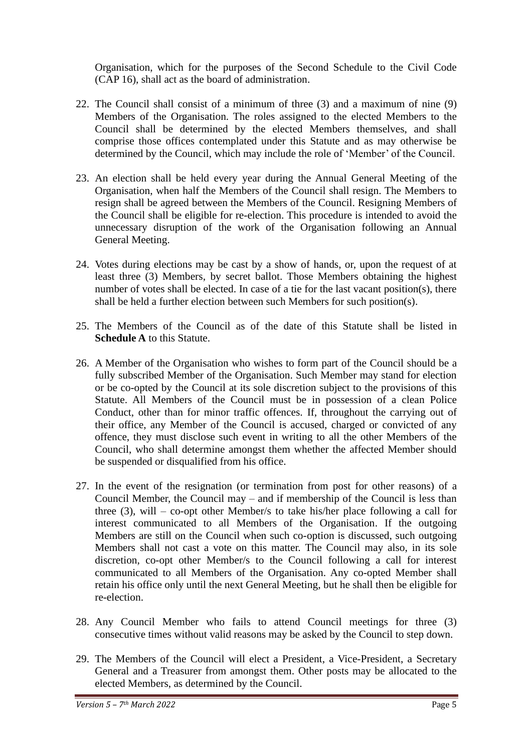Organisation, which for the purposes of the Second Schedule to the Civil Code (CAP 16), shall act as the board of administration.

22. The Council shall consist of a minimum of three (3) and a maximum of nine (9) Members of the Organisation. The roles assigned to the elected Members to the Council shall be determined by the elected Members themselves, and shall comprise those offices contemplated under this Statute and as may otherwise be determined by the Council, which may include the role of 'Member' of the Council.

23. An election shall be held every year during the Annual General Meeting of the Organisation, when half the Members of the Council shall resign. The Members to resign shall be agreed between the Members of the Council. Resigning Members of the Council shall be eligible for re-election. This procedure is intended to avoid the unnecessary disruption of the work of the Organisation following an Annual General Meeting.

24. Votes during elections may be cast by a show of hands, or, upon the request of at least three (3) Members, by secret ballot. Those Members obtaining the highest number of votes shall be elected. In case of a tie for the last vacant position(s), there shall be held a further election between such Members for such position(s).

25. The Members of the Council as of the date of this Statute shall be listed in **Schedule A** to this Statute.

26. A Member of the Organisation who wishes to form part of the Council should be a fully subscribed Member of the Organisation. Such Member may stand for election or be co-opted by the Council at its sole discretion subject to the provisions of this Statute. All Members of the Council must be in possession of a clean Police Conduct, other than for minor traffic offences. If, throughout the carrying out of their office, any Member of the Council is accused, charged or convicted of any offence, they must disclose such event in writing to all the other Members of the Council, who shall determine amongst them whether the affected Member should be suspended or disqualified from his office.

27. In the event of the resignation (or termination from post for other reasons) of a Council Member, the Council may – and if membership of the Council is less than three (3), will – co-opt other Member/s to take his/her place following a call for interest communicated to all Members of the Organisation. If the outgoing Members are still on the Council when such co-option is discussed, such outgoing Members shall not cast a vote on this matter. The Council may also, in its sole discretion, co-opt other Member/s to the Council following a call for interest communicated to all Members of the Organisation. Any co-opted Member shall retain his office only until the next General Meeting, but he shall then be eligible for re-election.

28. Any Council Member who fails to attend Council meetings for three (3) consecutive times without valid reasons may be asked by the Council to step down.

29. The Members of the Council will elect a President, a Vice-President, a Secretary General and a Treasurer from amongst them. Other posts may be allocated to the elected Members, as determined by the Council.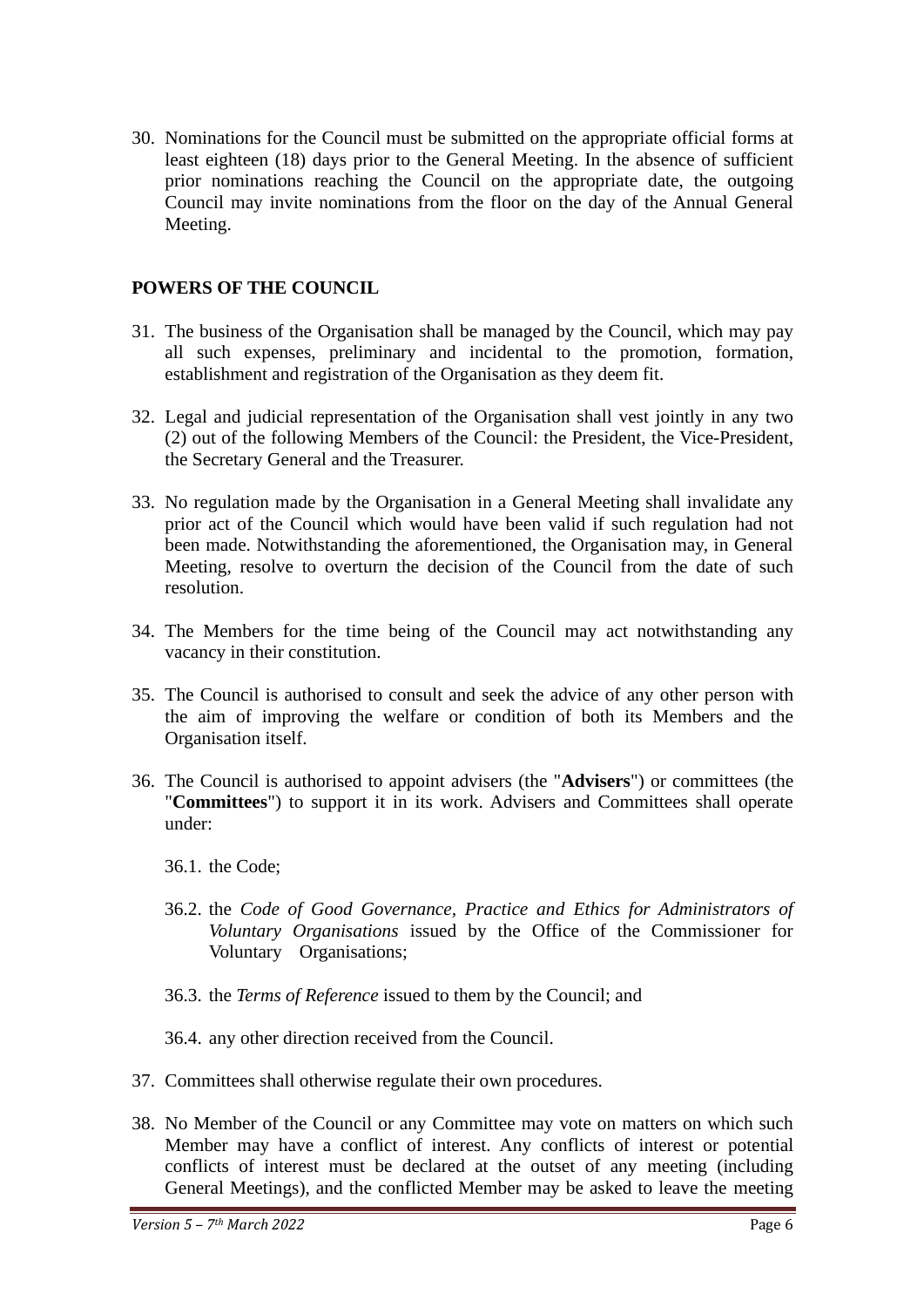30. Nominations for the Council must be submitted on the appropriate official forms at least eighteen (18) days prior to the General Meeting. In the absence of sufficient prior nominations reaching the Council on the appropriate date, the outgoing Council may invite nominations from the floor on the day of the Annual General Meeting.

## POWERS OF THE COUNCIL

31. The business of the Organisation shall be managed by the Council, which may pay all such expenses, preliminary and incidental to the promotion, formation, establishment and registration of the Organisation as they deem fit.

32. Legal and judicial representation of the Organisation shall vest jointly in any two (2) out of the following Members of the Council: the President, the Vice-President, the Secretary General and the Treasurer.

33. No regulation made by the Organisation in a General Meeting shall invalidate any prior act of the Council which would have been valid if such regulation had not been made. Notwithstanding the aforementioned, the Organisation may, in General Meeting, resolve to overturn the decision of the Council from the date of such resolution.

34. The Members for the time being of the Council may act notwithstanding any vacancy in their constitution.

35. The Council is authorised to consult and seek the advice of any other person with the aim of improving the welfare or condition of both its Members and the Organisation itself.

36. The Council is authorised to appoint advisers (the "**Advisers**") or committees (the "**Committees**") to support it in its work. Advisers and Committees shall operate under:

    36.1. the Code;

    36.2. the *Code of Good Governance, Practice and Ethics for Administrators of Voluntary Organisations* issued by the Office of the Commissioner for Voluntary Organisations;

    36.3. the *Terms of Reference* issued to them by the Council; and

    36.4. any other direction received from the Council.

37. Committees shall otherwise regulate their own procedures.

38. No Member of the Council or any Committee may vote on matters on which such Member may have a conflict of interest. Any conflicts of interest or potential conflicts of interest must be declared at the outset of any meeting (including General Meetings), and the conflicted Member may be asked to leave the meeting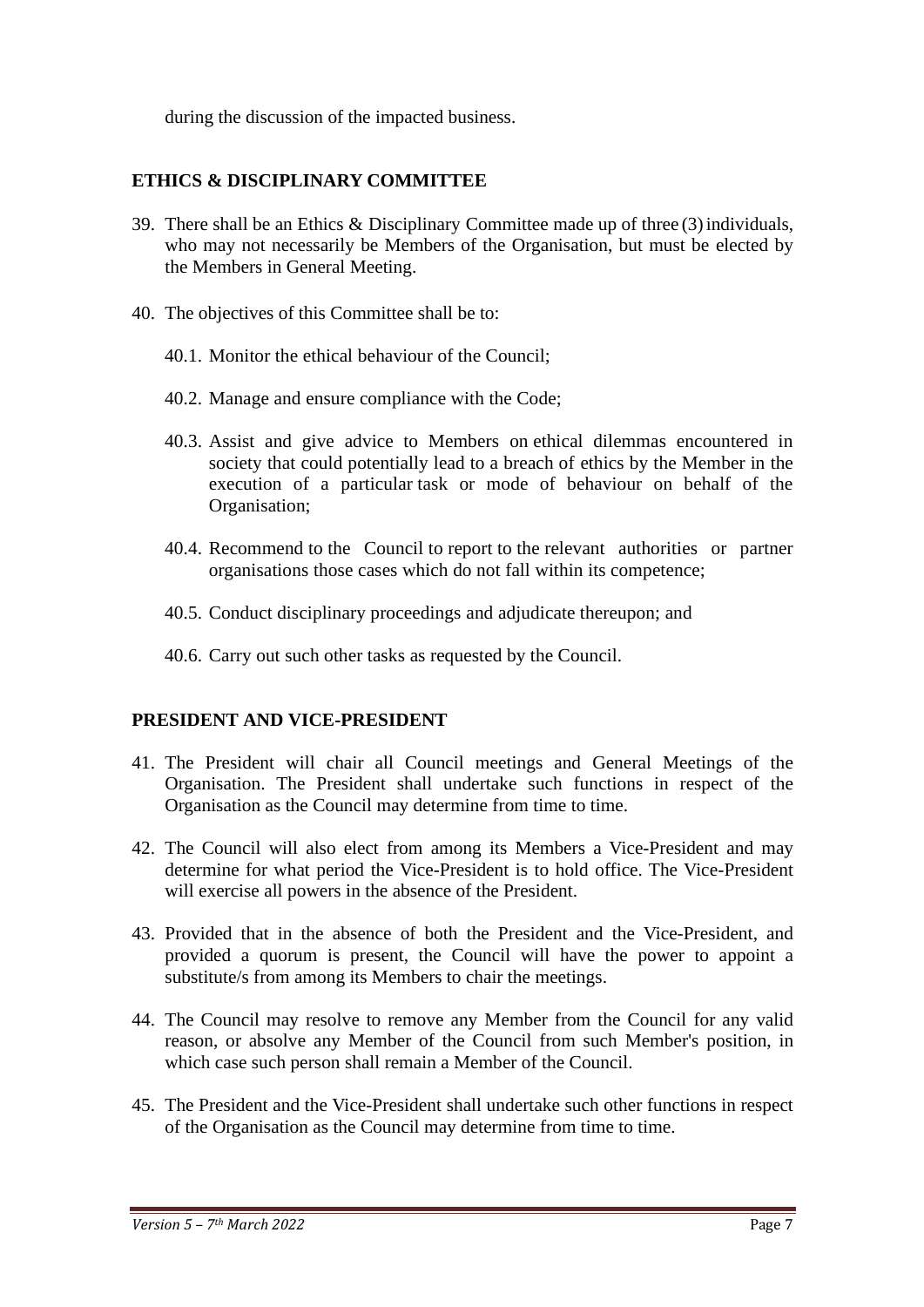during the discussion of the impacted business.

## ETHICS & DISCIPLINARY COMMITTEE

39. There shall be an Ethics & Disciplinary Committee made up of three (3) individuals, who may not necessarily be Members of the Organisation, but must be elected by the Members in General Meeting.

40. The objectives of this Committee shall be to:

    40.1. Monitor the ethical behaviour of the Council;

    40.2. Manage and ensure compliance with the Code;

    40.3. Assist and give advice to Members on ethical dilemmas encountered in society that could potentially lead to a breach of ethics by the Member in the execution of a particular task or mode of behaviour on behalf of the Organisation;

    40.4. Recommend to the Council to report to the relevant authorities or partner organisations those cases which do not fall within its competence;

    40.5. Conduct disciplinary proceedings and adjudicate thereupon; and

    40.6. Carry out such other tasks as requested by the Council.

## PRESIDENT AND VICE-PRESIDENT

41. The President will chair all Council meetings and General Meetings of the Organisation. The President shall undertake such functions in respect of the Organisation as the Council may determine from time to time.

42. The Council will also elect from among its Members a Vice-President and may determine for what period the Vice-President is to hold office. The Vice-President will exercise all powers in the absence of the President.

43. Provided that in the absence of both the President and the Vice-President, and provided a quorum is present, the Council will have the power to appoint a substitute/s from among its Members to chair the meetings.

44. The Council may resolve to remove any Member from the Council for any valid reason, or absolve any Member of the Council from such Member's position, in which case such person shall remain a Member of the Council.

45. The President and the Vice-President shall undertake such other functions in respect of the Organisation as the Council may determine from time to time.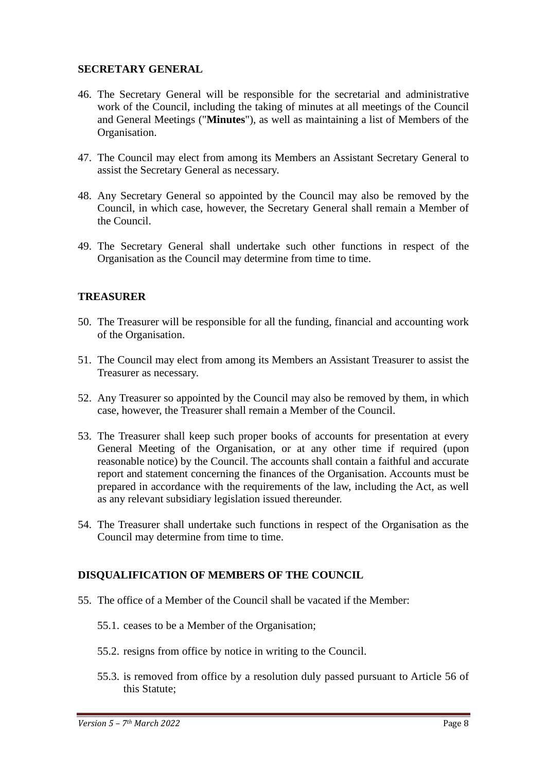## SECRETARY GENERAL

46. The Secretary General will be responsible for the secretarial and administrative work of the Council, including the taking of minutes at all meetings of the Council and General Meetings ("**Minutes**"), as well as maintaining a list of Members of the Organisation.

47. The Council may elect from among its Members an Assistant Secretary General to assist the Secretary General as necessary.

48. Any Secretary General so appointed by the Council may also be removed by the Council, in which case, however, the Secretary General shall remain a Member of the Council.

49. The Secretary General shall undertake such other functions in respect of the Organisation as the Council may determine from time to time.

## TREASURER

50. The Treasurer will be responsible for all the funding, financial and accounting work of the Organisation.

51. The Council may elect from among its Members an Assistant Treasurer to assist the Treasurer as necessary.

52. Any Treasurer so appointed by the Council may also be removed by them, in which case, however, the Treasurer shall remain a Member of the Council.

53. The Treasurer shall keep such proper books of accounts for presentation at every General Meeting of the Organisation, or at any other time if required (upon reasonable notice) by the Council. The accounts shall contain a faithful and accurate report and statement concerning the finances of the Organisation. Accounts must be prepared in accordance with the requirements of the law, including the Act, as well as any relevant subsidiary legislation issued thereunder.

54. The Treasurer shall undertake such functions in respect of the Organisation as the Council may determine from time to time.

## DISQUALIFICATION OF MEMBERS OF THE COUNCIL

55. The office of a Member of the Council shall be vacated if the Member:

    55.1. ceases to be a Member of the Organisation;

    55.2. resigns from office by notice in writing to the Council.

    55.3. is removed from office by a resolution duly passed pursuant to Article 56 of this Statute;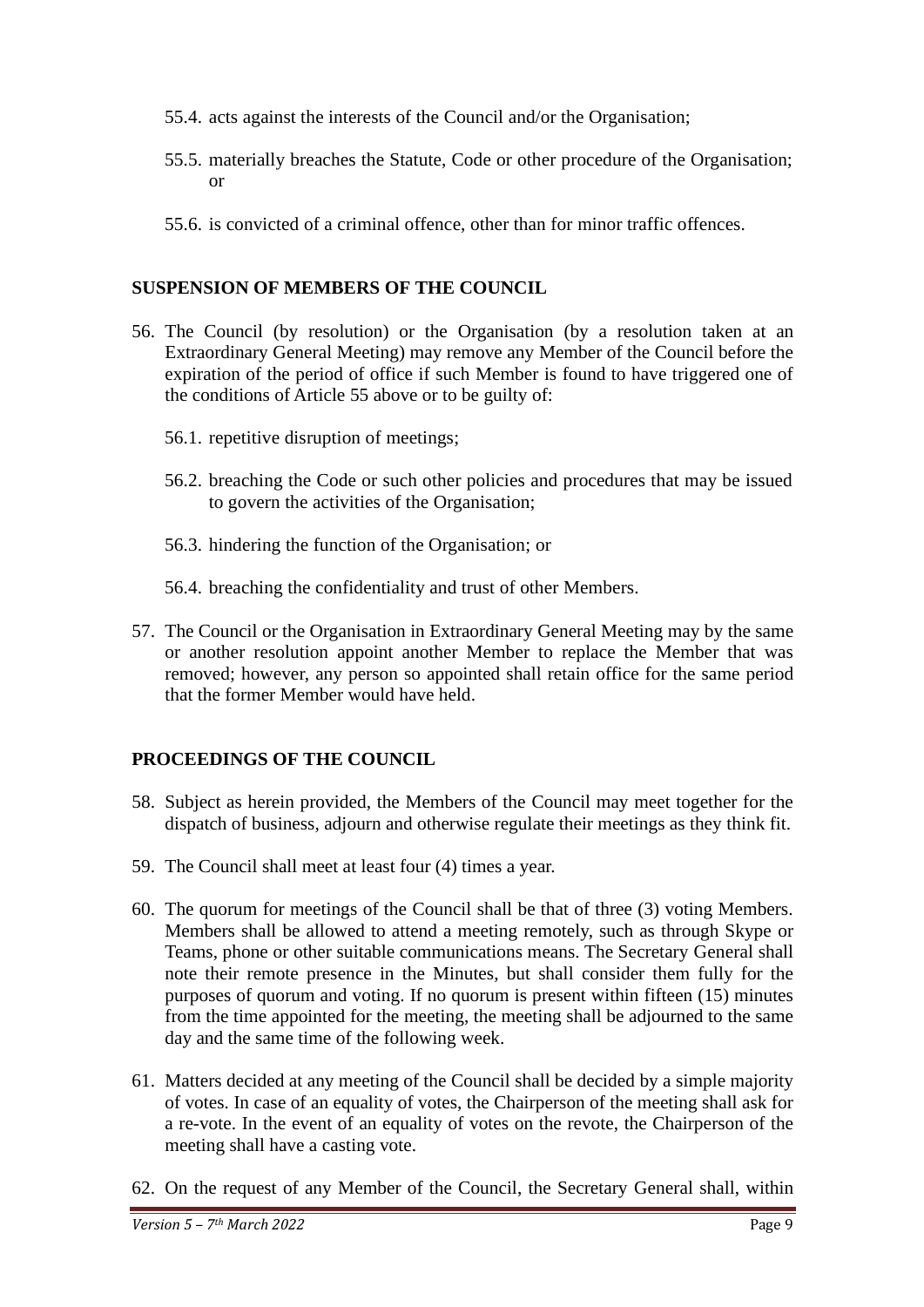55.4. acts against the interests of the Council and/or the Organisation;

55.5. materially breaches the Statute, Code or other procedure of the Organisation; or

55.6. is convicted of a criminal offence, other than for minor traffic offences.

**SUSPENSION OF MEMBERS OF THE COUNCIL**

56. The Council (by resolution) or the Organisation (by a resolution taken at an Extraordinary General Meeting) may remove any Member of the Council before the expiration of the period of office if such Member is found to have triggered one of the conditions of Article 55 above or to be guilty of:

    56.1. repetitive disruption of meetings;

    56.2. breaching the Code or such other policies and procedures that may be issued to govern the activities of the Organisation;

    56.3. hindering the function of the Organisation; or

    56.4. breaching the confidentiality and trust of other Members.

57. The Council or the Organisation in Extraordinary General Meeting may by the same or another resolution appoint another Member to replace the Member that was removed; however, any person so appointed shall retain office for the same period that the former Member would have held.

**PROCEEDINGS OF THE COUNCIL**

58. Subject as herein provided, the Members of the Council may meet together for the dispatch of business, adjourn and otherwise regulate their meetings as they think fit.

59. The Council shall meet at least four (4) times a year.

60. The quorum for meetings of the Council shall be that of three (3) voting Members. Members shall be allowed to attend a meeting remotely, such as through Skype or Teams, phone or other suitable communications means. The Secretary General shall note their remote presence in the Minutes, but shall consider them fully for the purposes of quorum and voting. If no quorum is present within fifteen (15) minutes from the time appointed for the meeting, the meeting shall be adjourned to the same day and the same time of the following week.

61. Matters decided at any meeting of the Council shall be decided by a simple majority of votes. In case of an equality of votes, the Chairperson of the meeting shall ask for a re-vote. In the event of an equality of votes on the revote, the Chairperson of the meeting shall have a casting vote.

62. On the request of any Member of the Council, the Secretary General shall, within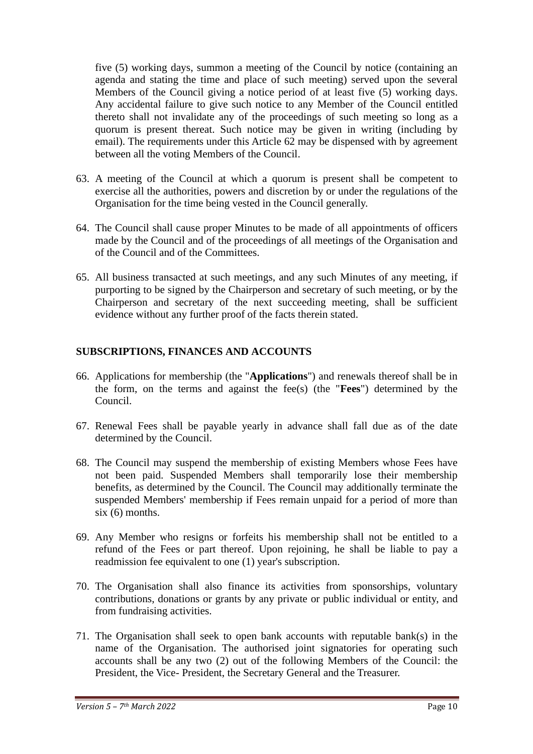five (5) working days, summon a meeting of the Council by notice (containing an agenda and stating the time and place of such meeting) served upon the several Members of the Council giving a notice period of at least five (5) working days. Any accidental failure to give such notice to any Member of the Council entitled thereto shall not invalidate any of the proceedings of such meeting so long as a quorum is present thereat. Such notice may be given in writing (including by email). The requirements under this Article 62 may be dispensed with by agreement between all the voting Members of the Council.

63. A meeting of the Council at which a quorum is present shall be competent to exercise all the authorities, powers and discretion by or under the regulations of the Organisation for the time being vested in the Council generally.

64. The Council shall cause proper Minutes to be made of all appointments of officers made by the Council and of the proceedings of all meetings of the Organisation and of the Council and of the Committees.

65. All business transacted at such meetings, and any such Minutes of any meeting, if purporting to be signed by the Chairperson and secretary of such meeting, or by the Chairperson and secretary of the next succeeding meeting, shall be sufficient evidence without any further proof of the facts therein stated.

**SUBSCRIPTIONS, FINANCES AND ACCOUNTS**

66. Applications for membership (the "**Applications**") and renewals thereof shall be in the form, on the terms and against the fee(s) (the "**Fees**") determined by the Council.

67. Renewal Fees shall be payable yearly in advance shall fall due as of the date determined by the Council.

68. The Council may suspend the membership of existing Members whose Fees have not been paid. Suspended Members shall temporarily lose their membership benefits, as determined by the Council. The Council may additionally terminate the suspended Members' membership if Fees remain unpaid for a period of more than six (6) months.

69. Any Member who resigns or forfeits his membership shall not be entitled to a refund of the Fees or part thereof. Upon rejoining, he shall be liable to pay a readmission fee equivalent to one (1) year's subscription.

70. The Organisation shall also finance its activities from sponsorships, voluntary contributions, donations or grants by any private or public individual or entity, and from fundraising activities.

71. The Organisation shall seek to open bank accounts with reputable bank(s) in the name of the Organisation. The authorised joint signatories for operating such accounts shall be any two (2) out of the following Members of the Council: the President, the Vice- President, the Secretary General and the Treasurer.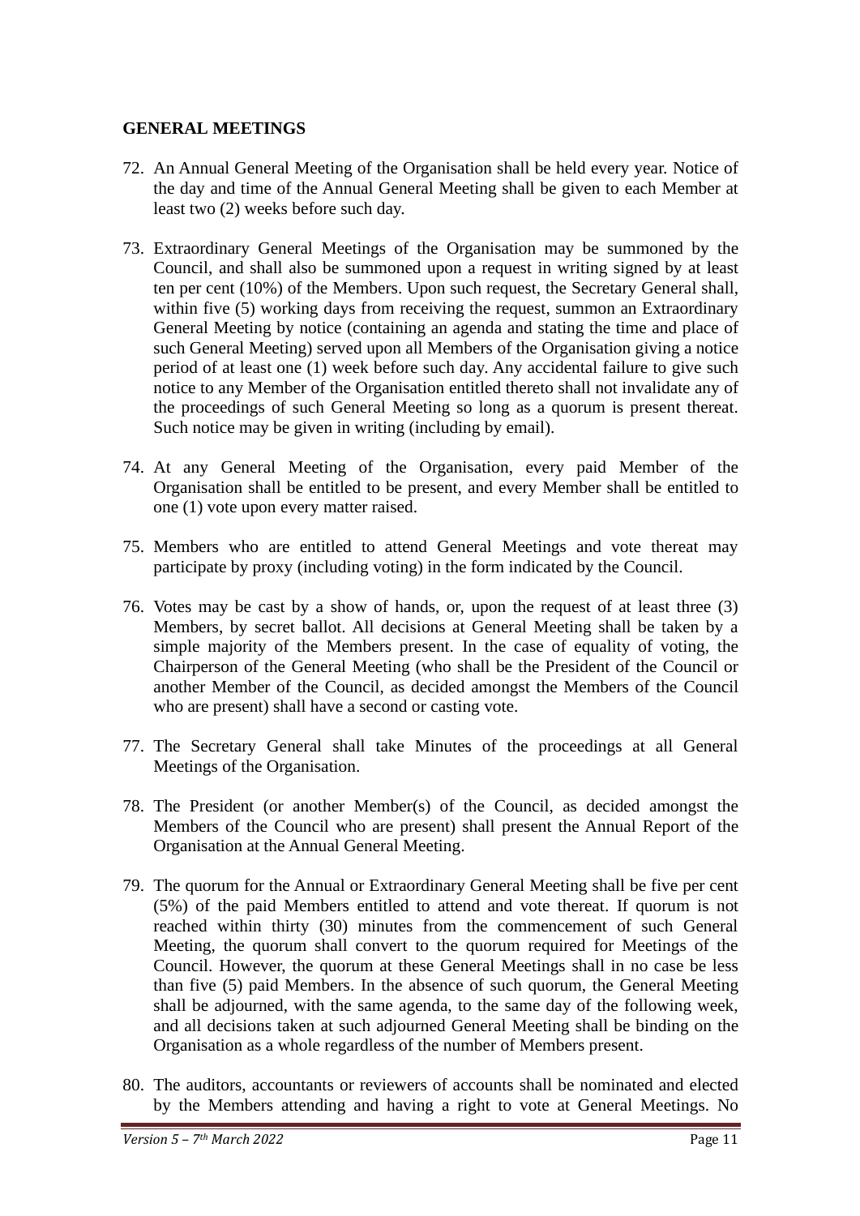**GENERAL MEETINGS**

72. An Annual General Meeting of the Organisation shall be held every year. Notice of the day and time of the Annual General Meeting shall be given to each Member at least two (2) weeks before such day.

73. Extraordinary General Meetings of the Organisation may be summoned by the Council, and shall also be summoned upon a request in writing signed by at least ten per cent (10%) of the Members. Upon such request, the Secretary General shall, within five (5) working days from receiving the request, summon an Extraordinary General Meeting by notice (containing an agenda and stating the time and place of such General Meeting) served upon all Members of the Organisation giving a notice period of at least one (1) week before such day. Any accidental failure to give such notice to any Member of the Organisation entitled thereto shall not invalidate any of the proceedings of such General Meeting so long as a quorum is present thereat. Such notice may be given in writing (including by email).

74. At any General Meeting of the Organisation, every paid Member of the Organisation shall be entitled to be present, and every Member shall be entitled to one (1) vote upon every matter raised.

75. Members who are entitled to attend General Meetings and vote thereat may participate by proxy (including voting) in the form indicated by the Council.

76. Votes may be cast by a show of hands, or, upon the request of at least three (3) Members, by secret ballot. All decisions at General Meeting shall be taken by a simple majority of the Members present. In the case of equality of voting, the Chairperson of the General Meeting (who shall be the President of the Council or another Member of the Council, as decided amongst the Members of the Council who are present) shall have a second or casting vote.

77. The Secretary General shall take Minutes of the proceedings at all General Meetings of the Organisation.

78. The President (or another Member(s) of the Council, as decided amongst the Members of the Council who are present) shall present the Annual Report of the Organisation at the Annual General Meeting.

79. The quorum for the Annual or Extraordinary General Meeting shall be five per cent (5%) of the paid Members entitled to attend and vote thereat. If quorum is not reached within thirty (30) minutes from the commencement of such General Meeting, the quorum shall convert to the quorum required for Meetings of the Council. However, the quorum at these General Meetings shall in no case be less than five (5) paid Members. In the absence of such quorum, the General Meeting shall be adjourned, with the same agenda, to the same day of the following week, and all decisions taken at such adjourned General Meeting shall be binding on the Organisation as a whole regardless of the number of Members present.

80. The auditors, accountants or reviewers of accounts shall be nominated and elected by the Members attending and having a right to vote at General Meetings. No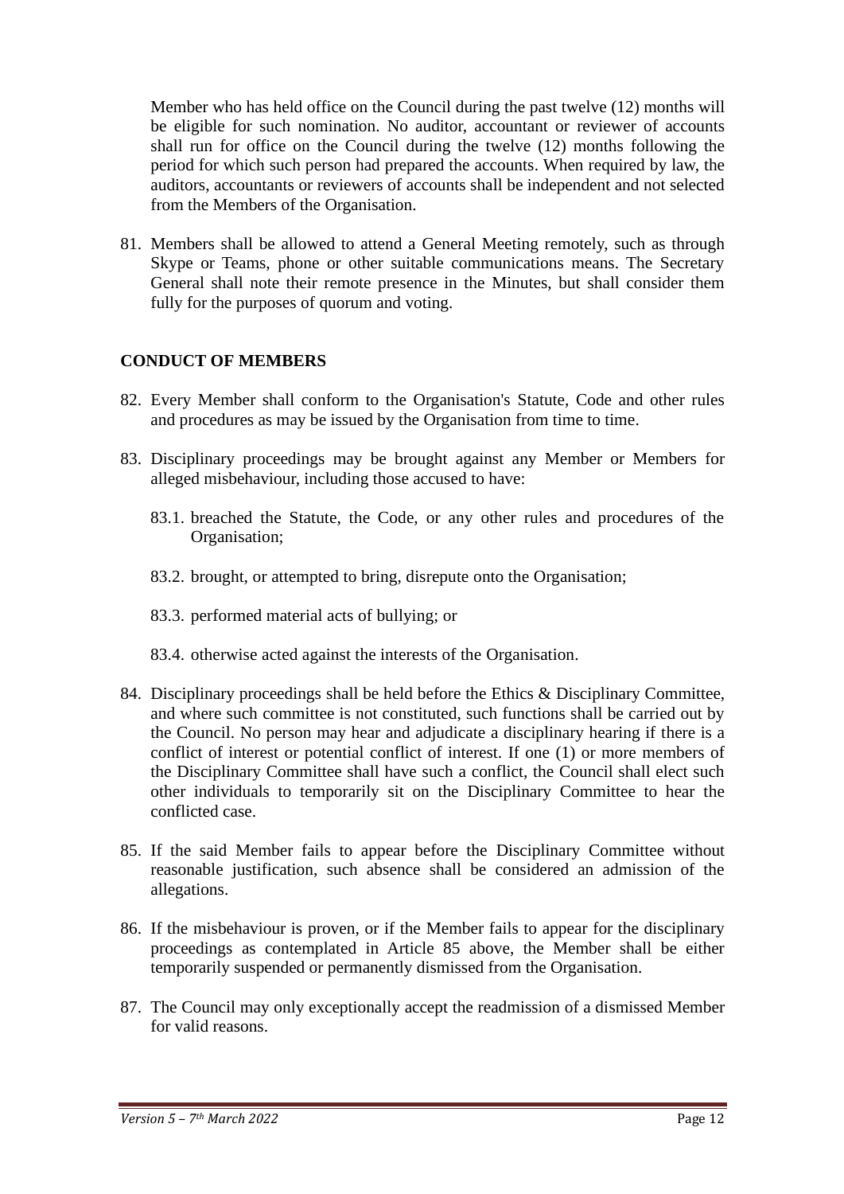Member who has held office on the Council during the past twelve (12) months will be eligible for such nomination. No auditor, accountant or reviewer of accounts shall run for office on the Council during the twelve (12) months following the period for which such person had prepared the accounts. When required by law, the auditors, accountants or reviewers of accounts shall be independent and not selected from the Members of the Organisation.

81. Members shall be allowed to attend a General Meeting remotely, such as through Skype or Teams, phone or other suitable communications means. The Secretary General shall note their remote presence in the Minutes, but shall consider them fully for the purposes of quorum and voting.

## CONDUCT OF MEMBERS

82. Every Member shall conform to the Organisation's Statute, Code and other rules and procedures as may be issued by the Organisation from time to time.

83. Disciplinary proceedings may be brought against any Member or Members for alleged misbehaviour, including those accused to have:

    83.1. breached the Statute, the Code, or any other rules and procedures of the Organisation;

    83.2. brought, or attempted to bring, disrepute onto the Organisation;

    83.3. performed material acts of bullying; or

    83.4. otherwise acted against the interests of the Organisation.

84. Disciplinary proceedings shall be held before the Ethics & Disciplinary Committee, and where such committee is not constituted, such functions shall be carried out by the Council. No person may hear and adjudicate a disciplinary hearing if there is a conflict of interest or potential conflict of interest. If one (1) or more members of the Disciplinary Committee shall have such a conflict, the Council shall elect such other individuals to temporarily sit on the Disciplinary Committee to hear the conflicted case.

85. If the said Member fails to appear before the Disciplinary Committee without reasonable justification, such absence shall be considered an admission of the allegations.

86. If the misbehaviour is proven, or if the Member fails to appear for the disciplinary proceedings as contemplated in Article 85 above, the Member shall be either temporarily suspended or permanently dismissed from the Organisation.

87. The Council may only exceptionally accept the readmission of a dismissed Member for valid reasons.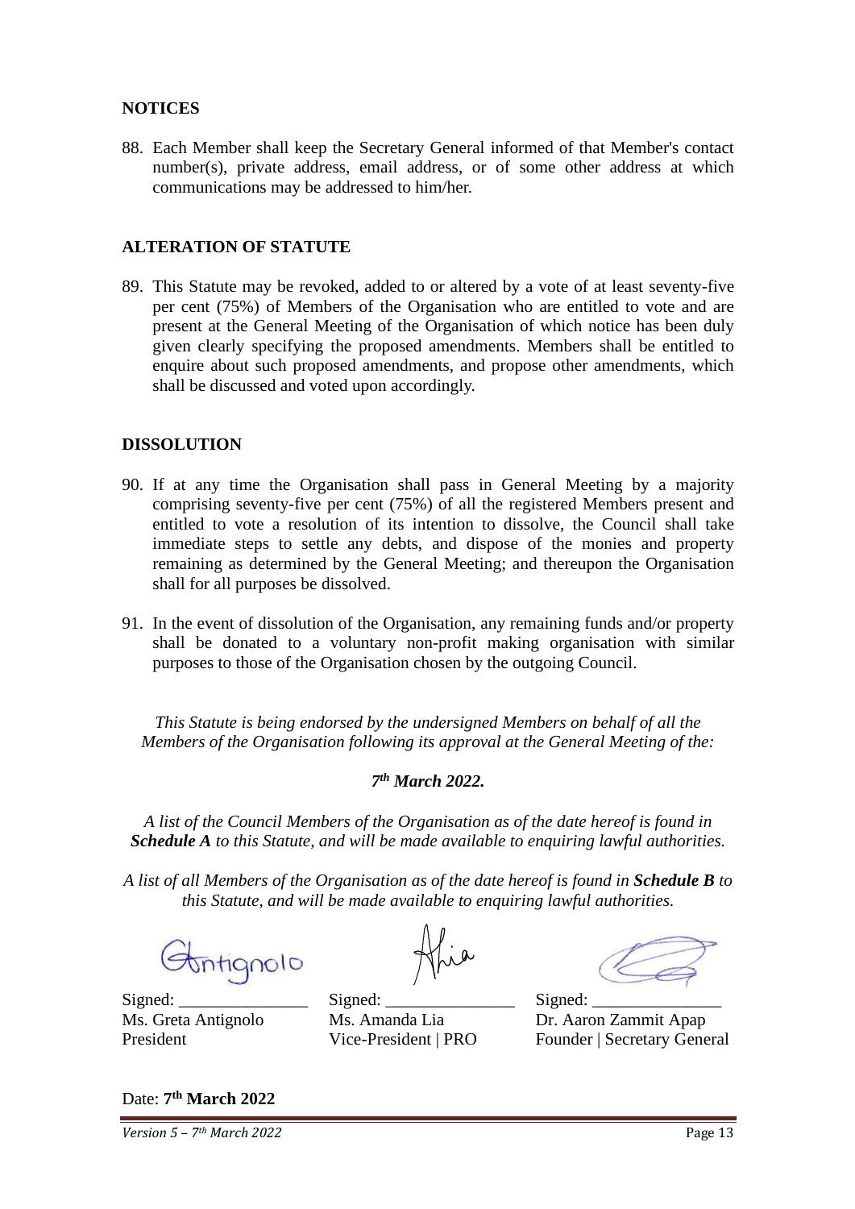## NOTICES

88. Each Member shall keep the Secretary General informed of that Member's contact number(s), private address, email address, or of some other address at which communications may be addressed to him/her.

## ALTERATION OF STATUTE

89. This Statute may be revoked, added to or altered by a vote of at least seventy-five per cent (75%) of Members of the Organisation who are entitled to vote and are present at the General Meeting of the Organisation of which notice has been duly given clearly specifying the proposed amendments. Members shall be entitled to enquire about such proposed amendments, and propose other amendments, which shall be discussed and voted upon accordingly.

## DISSOLUTION

90. If at any time the Organisation shall pass in General Meeting by a majority comprising seventy-five per cent (75%) of all the registered Members present and entitled to vote a resolution of its intention to dissolve, the Council shall take immediate steps to settle any debts, and dispose of the monies and property remaining as determined by the General Meeting; and thereupon the Organisation shall for all purposes be dissolved.

91. In the event of dissolution of the Organisation, any remaining funds and/or property shall be donated to a voluntary non-profit making organisation with similar purposes to those of the Organisation chosen by the outgoing Council.

*This Statute is being endorsed by the undersigned Members on behalf of all the Members of the Organisation following its approval at the General Meeting of the:*

***7th March 2022.***

*A list of the Council Members of the Organisation as of the date hereof is found in **Schedule A** to this Statute, and will be made available to enquiring lawful authorities.*

*A list of all Members of the Organisation as of the date hereof is found in **Schedule B** to this Statute, and will be made available to enquiring lawful authorities.*

| | | |
|---|---|---|
| Signed: _______________ | Signed: _______________ | Signed: _______________ |
| Ms. Greta Antignolo | Ms. Amanda Lia | Dr. Aaron Zammit Apap |
| President | Vice-President \| PRO | Founder \| Secretary General |

Date: **7th March 2022**